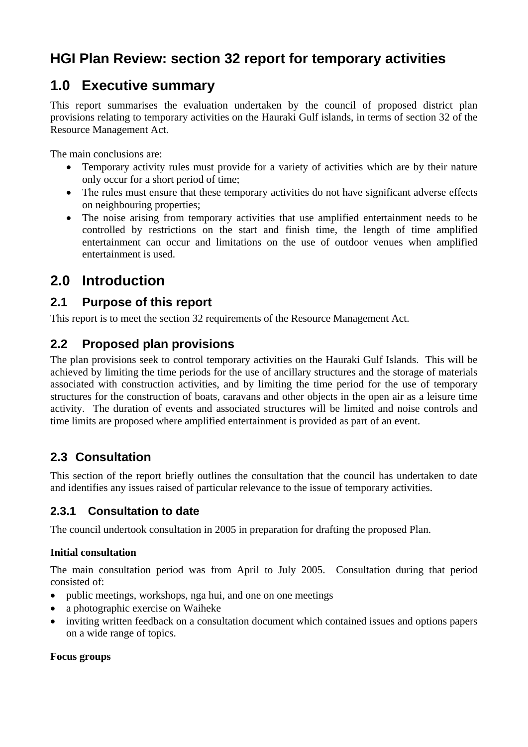# HGI Plan Review: section 32 report for temporary activities

## 1.0 Executive summary

This report summarises the evaluation undertaken by the council of proposed district plan provisions relating to temporary activities on the Hauraki Gulf islands, in terms of section 32 of the Resource Management Act.

The main conclusions are:

- Temporary activity rules must provide for a variety of activities which are by their nature only occur for a short period of time;
- The rules must ensure that these temporary activities do not have significant adverse effects on neighbouring properties;
- The noise arising from temporary activities that use amplified entertainment needs to be controlled by restrictions on the start and finish time, the length of time amplified entertainment can occur and limitations on the use of outdoor venues when amplified entertainment is used.

## 2.0 Introduction

### 2.1 Purpose of this report

This report is to meet the section 32 requirements of the Resource Management Act.

### 2.2 Proposed plan provisions

The plan provisions seek to control temporary activities on the Hauraki Gulf Islands. This will be achieved by limiting the time periods for the use of ancillary structures and the storage of materials associated with construction activities, and by limiting the time period for the use of temporary structures for the construction of boats, caravans and other objects in the open air as a leisure time activity. The duration of events and associated structures will be limited and noise controls and time limits are proposed where amplified entertainment is provided as part of an event.

### 2.3 Consultation

This section of the report briefly outlines the consultation that the council has undertaken to date and identifies any issues raised of particular relevance to the issue of temporary activities.

#### 2.3.1 Consultation to date

The council undertook consultation in 2005 in preparation for drafting the proposed Plan.

**Initial consultation**

The main consultation period was from April to July 2005. Consultation during that period consisted of:

- public meetings, workshops, nga hui, and one on one meetings
- a photographic exercise on Waiheke
- inviting written feedback on a consultation document which contained issues and options papers on a wide range of topics.

**Focus groups**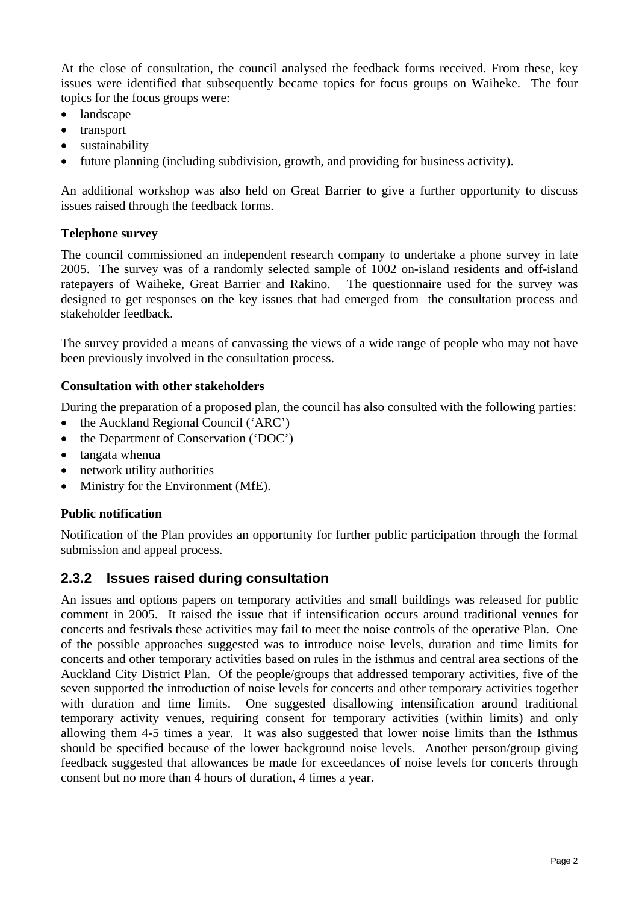At the close of consultation, the council analysed the feedback forms received. From these, key issues were identified that subsequently became topics for focus groups on Waiheke. The four topics for the focus groups were:

- landscape
- transport
- sustainability
- future planning (including subdivision, growth, and providing for business activity).

An additional workshop was also held on Great Barrier to give a further opportunity to discuss issues raised through the feedback forms.

**Telephone survey**

The council commissioned an independent research company to undertake a phone survey in late 2005. The survey was of a randomly selected sample of 1002 on-island residents and off-island ratepayers of Waiheke, Great Barrier and Rakino. The questionnaire used for the survey was designed to get responses on the key issues that had emerged from the consultation process and stakeholder feedback.

The survey provided a means of canvassing the views of a wide range of people who may not have been previously involved in the consultation process.

**Consultation with other stakeholders**

During the preparation of a proposed plan, the council has also consulted with the following parties:

- the Auckland Regional Council ('ARC')
- the Department of Conservation ('DOC')
- tangata whenua
- network utility authorities
- Ministry for the Environment (MfE).

**Public notification**

Notification of the Plan provides an opportunity for further public participation through the formal submission and appeal process.

### 2.3.2 Issues raised during consultation

An issues and options papers on temporary activities and small buildings was released for public comment in 2005. It raised the issue that if intensification occurs around traditional venues for concerts and festivals these activities may fail to meet the noise controls of the operative Plan. One of the possible approaches suggested was to introduce noise levels, duration and time limits for concerts and other temporary activities based on rules in the isthmus and central area sections of the Auckland City District Plan. Of the people/groups that addressed temporary activities, five of the seven supported the introduction of noise levels for concerts and other temporary activities together with duration and time limits. One suggested disallowing intensification around traditional temporary activity venues, requiring consent for temporary activities (within limits) and only allowing them 4-5 times a year. It was also suggested that lower noise limits than the Isthmus should be specified because of the lower background noise levels. Another person/group giving feedback suggested that allowances be made for exceedances of noise levels for concerts through consent but no more than 4 hours of duration, 4 times a year.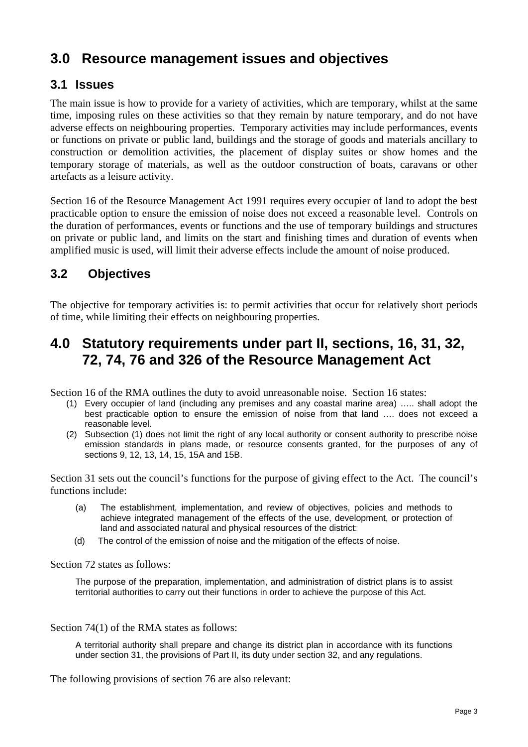## 3.0 Resource management issues and objectives

### 3.1 Issues

The main issue is how to provide for a variety of activities, which are temporary, whilst at the same time, imposing rules on these activities so that they remain by nature temporary, and do not have adverse effects on neighbouring properties. Temporary activities may include performances, events or functions on private or public land, buildings and the storage of goods and materials ancillary to construction or demolition activities, the placement of display suites or show homes and the temporary storage of materials, as well as the outdoor construction of boats, caravans or other artefacts as a leisure activity.

Section 16 of the Resource Management Act 1991 requires every occupier of land to adopt the best practicable option to ensure the emission of noise does not exceed a reasonable level. Controls on the duration of performances, events or functions and the use of temporary buildings and structures on private or public land, and limits on the start and finishing times and duration of events when amplified music is used, will limit their adverse effects include the amount of noise produced.

### 3.2 Objectives

The objective for temporary activities is: to permit activities that occur for relatively short periods of time, while limiting their effects on neighbouring properties.

## 4.0 Statutory requirements under part II, sections, 16, 31, 32, 72, 74, 76 and 326 of the Resource Management Act

Section 16 of the RMA outlines the duty to avoid unreasonable noise. Section 16 states:

(1) Every occupier of land (including any premises and any coastal marine area) ….. shall adopt the best practicable option to ensure the emission of noise from that land …. does not exceed a reasonable level.

(2) Subsection (1) does not limit the right of any local authority or consent authority to prescribe noise emission standards in plans made, or resource consents granted, for the purposes of any of sections 9, 12, 13, 14, 15, 15A and 15B.

Section 31 sets out the council's functions for the purpose of giving effect to the Act. The council's functions include:

(a) The establishment, implementation, and review of objectives, policies and methods to achieve integrated management of the effects of the use, development, or protection of land and associated natural and physical resources of the district:

(d) The control of the emission of noise and the mitigation of the effects of noise.

Section 72 states as follows:

> The purpose of the preparation, implementation, and administration of district plans is to assist territorial authorities to carry out their functions in order to achieve the purpose of this Act.

Section 74(1) of the RMA states as follows:

> A territorial authority shall prepare and change its district plan in accordance with its functions under section 31, the provisions of Part II, its duty under section 32, and any regulations.

The following provisions of section 76 are also relevant: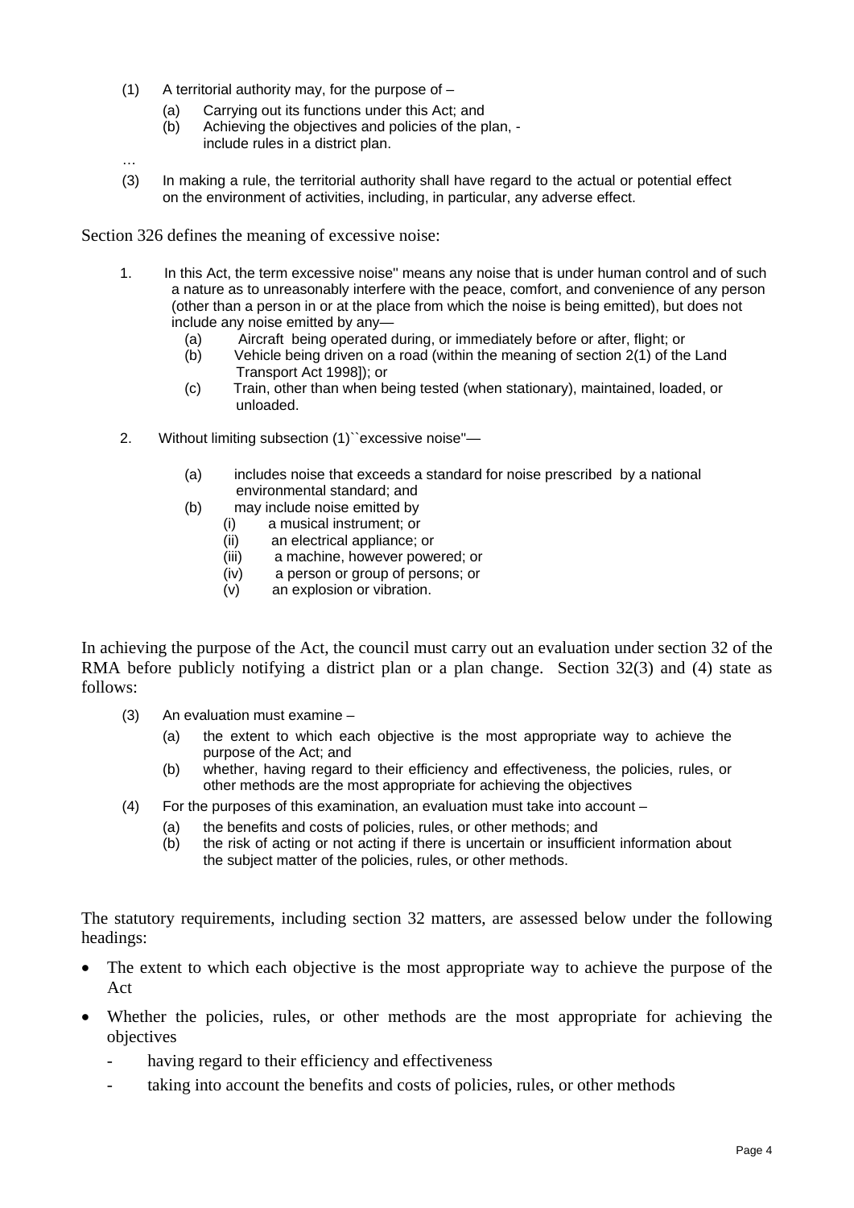(1) A territorial authority may, for the purpose of –

  (a) Carrying out its functions under this Act; and
  (b) Achieving the objectives and policies of the plan, -
  include rules in a district plan.

…

(3) In making a rule, the territorial authority shall have regard to the actual or potential effect on the environment of activities, including, in particular, any adverse effect.

Section 326 defines the meaning of excessive noise:

1. In this Act, the term excessive noise" means any noise that is under human control and of such a nature as to unreasonably interfere with the peace, comfort, and convenience of any person (other than a person in or at the place from which the noise is being emitted), but does not include any noise emitted by any—
   (a) Aircraft being operated during, or immediately before or after, flight; or
   (b) Vehicle being driven on a road (within the meaning of section 2(1) of the Land Transport Act 1998]); or
   (c) Train, other than when being tested (when stationary), maintained, loaded, or unloaded.

2. Without limiting subsection (1)``excessive noise"—
   (a) includes noise that exceeds a standard for noise prescribed by a national environmental standard; and
   (b) may include noise emitted by
      (i) a musical instrument; or
      (ii) an electrical appliance; or
      (iii) a machine, however powered; or
      (iv) a person or group of persons; or
      (v) an explosion or vibration.

In achieving the purpose of the Act, the council must carry out an evaluation under section 32 of the RMA before publicly notifying a district plan or a plan change. Section 32(3) and (4) state as follows:

(3) An evaluation must examine –
  (a) the extent to which each objective is the most appropriate way to achieve the purpose of the Act; and
  (b) whether, having regard to their efficiency and effectiveness, the policies, rules, or other methods are the most appropriate for achieving the objectives

(4) For the purposes of this examination, an evaluation must take into account –
  (a) the benefits and costs of policies, rules, or other methods; and
  (b) the risk of acting or not acting if there is uncertain or insufficient information about the subject matter of the policies, rules, or other methods.

The statutory requirements, including section 32 matters, are assessed below under the following headings:

- The extent to which each objective is the most appropriate way to achieve the purpose of the Act
- Whether the policies, rules, or other methods are the most appropriate for achieving the objectives
  - having regard to their efficiency and effectiveness
  - taking into account the benefits and costs of policies, rules, or other methods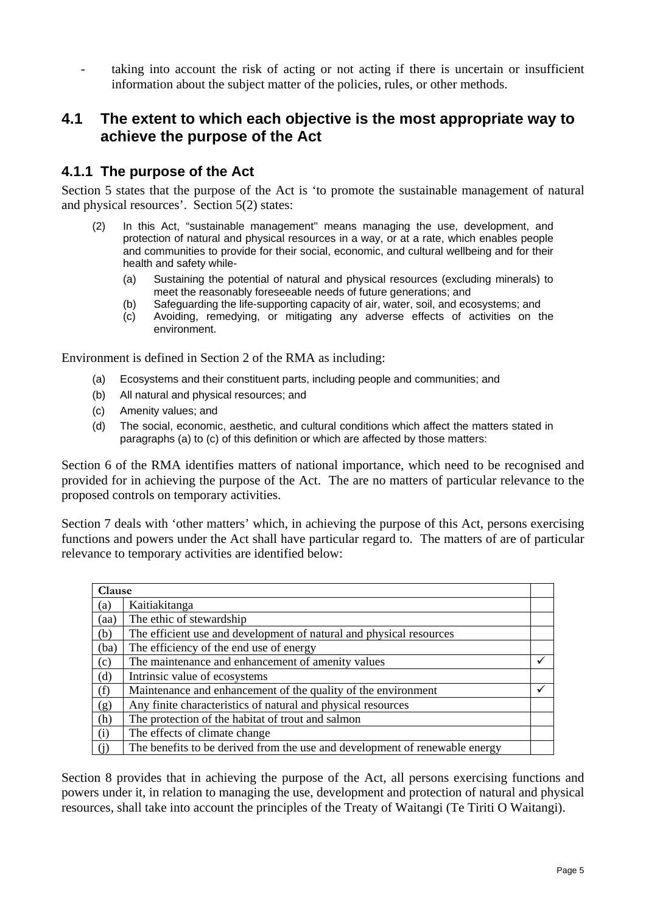- taking into account the risk of acting or not acting if there is uncertain or insufficient information about the subject matter of the policies, rules, or other methods.

## 4.1 The extent to which each objective is the most appropriate way to achieve the purpose of the Act

### 4.1.1 The purpose of the Act

Section 5 states that the purpose of the Act is 'to promote the sustainable management of natural and physical resources'. Section 5(2) states:

> (2) In this Act, "sustainable management" means managing the use, development, and protection of natural and physical resources in a way, or at a rate, which enables people and communities to provide for their social, economic, and cultural wellbeing and for their health and safety while-
>
> (a) Sustaining the potential of natural and physical resources (excluding minerals) to meet the reasonably foreseeable needs of future generations; and
>
> (b) Safeguarding the life-supporting capacity of air, water, soil, and ecosystems; and
>
> (c) Avoiding, remedying, or mitigating any adverse effects of activities on the environment.

Environment is defined in Section 2 of the RMA as including:

> (a) Ecosystems and their constituent parts, including people and communities; and
>
> (b) All natural and physical resources; and
>
> (c) Amenity values; and
>
> (d) The social, economic, aesthetic, and cultural conditions which affect the matters stated in paragraphs (a) to (c) of this definition or which are affected by those matters:

Section 6 of the RMA identifies matters of national importance, which need to be recognised and provided for in achieving the purpose of the Act. The are no matters of particular relevance to the proposed controls on temporary activities.

Section 7 deals with 'other matters' which, in achieving the purpose of this Act, persons exercising functions and powers under the Act shall have particular regard to. The matters of are of particular relevance to temporary activities are identified below:

| **Clause** | | |
|---|---|---|
| (a) | Kaitiakitanga | |
| (aa) | The ethic of stewardship | |
| (b) | The efficient use and development of natural and physical resources | |
| (ba) | The efficiency of the end use of energy | |
| (c) | The maintenance and enhancement of amenity values | ✓ |
| (d) | Intrinsic value of ecosystems | |
| (f) | Maintenance and enhancement of the quality of the environment | ✓ |
| (g) | Any finite characteristics of natural and physical resources | |
| (h) | The protection of the habitat of trout and salmon | |
| (i) | The effects of climate change | |
| (j) | The benefits to be derived from the use and development of renewable energy | |

Section 8 provides that in achieving the purpose of the Act, all persons exercising functions and powers under it, in relation to managing the use, development and protection of natural and physical resources, shall take into account the principles of the Treaty of Waitangi (Te Tiriti O Waitangi).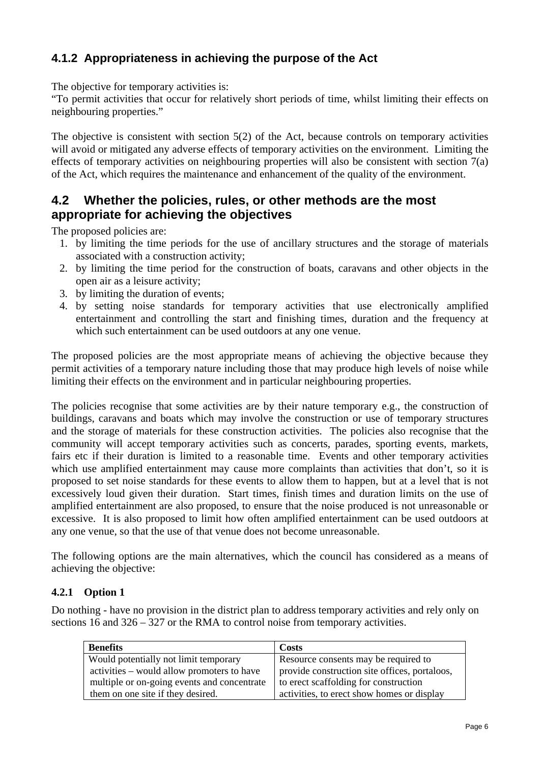### 4.1.2 Appropriateness in achieving the purpose of the Act

The objective for temporary activities is:
"To permit activities that occur for relatively short periods of time, whilst limiting their effects on neighbouring properties."

The objective is consistent with section 5(2) of the Act, because controls on temporary activities will avoid or mitigated any adverse effects of temporary activities on the environment. Limiting the effects of temporary activities on neighbouring properties will also be consistent with section 7(a) of the Act, which requires the maintenance and enhancement of the quality of the environment.

## 4.2 Whether the policies, rules, or other methods are the most appropriate for achieving the objectives

The proposed policies are:

1. by limiting the time periods for the use of ancillary structures and the storage of materials associated with a construction activity;
2. by limiting the time period for the construction of boats, caravans and other objects in the open air as a leisure activity;
3. by limiting the duration of events;
4. by setting noise standards for temporary activities that use electronically amplified entertainment and controlling the start and finishing times, duration and the frequency at which such entertainment can be used outdoors at any one venue.

The proposed policies are the most appropriate means of achieving the objective because they permit activities of a temporary nature including those that may produce high levels of noise while limiting their effects on the environment and in particular neighbouring properties.

The policies recognise that some activities are by their nature temporary e.g., the construction of buildings, caravans and boats which may involve the construction or use of temporary structures and the storage of materials for these construction activities. The policies also recognise that the community will accept temporary activities such as concerts, parades, sporting events, markets, fairs etc if their duration is limited to a reasonable time. Events and other temporary activities which use amplified entertainment may cause more complaints than activities that don't, so it is proposed to set noise standards for these events to allow them to happen, but at a level that is not excessively loud given their duration. Start times, finish times and duration limits on the use of amplified entertainment are also proposed, to ensure that the noise produced is not unreasonable or excessive. It is also proposed to limit how often amplified entertainment can be used outdoors at any one venue, so that the use of that venue does not become unreasonable.

The following options are the main alternatives, which the council has considered as a means of achieving the objective:

#### 4.2.1 Option 1

Do nothing - have no provision in the district plan to address temporary activities and rely only on sections 16 and 326 – 327 or the RMA to control noise from temporary activities.

| Benefits | Costs |
|---|---|
| Would potentially not limit temporary activities – would allow promoters to have multiple or on-going events and concentrate them on one site if they desired. | Resource consents may be required to provide construction site offices, portaloos, to erect scaffolding for construction activities, to erect show homes or display |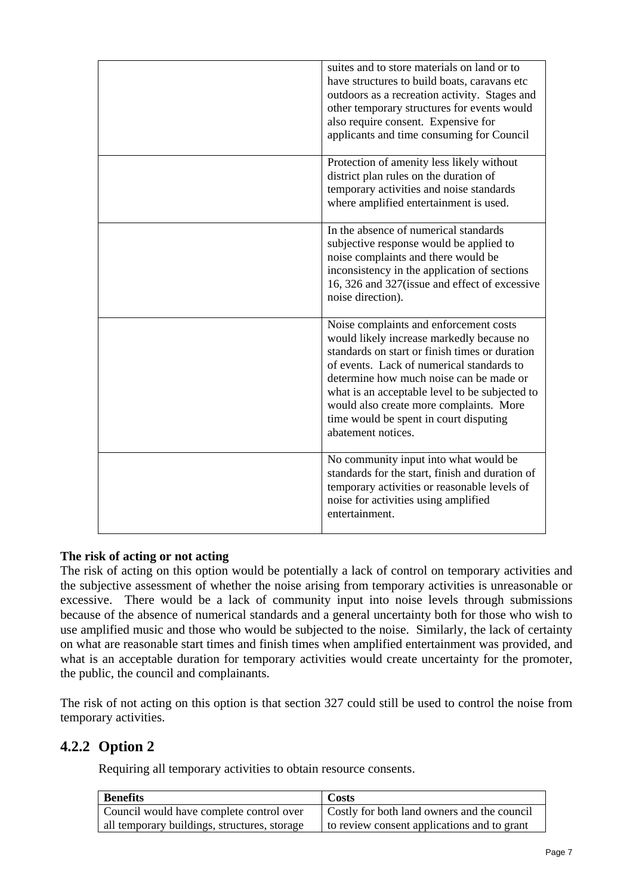| | |
|---|---|
| | suites and to store materials on land or to have structures to build boats, caravans etc outdoors as a recreation activity. Stages and other temporary structures for events would also require consent. Expensive for applicants and time consuming for Council |
| | Protection of amenity less likely without district plan rules on the duration of temporary activities and noise standards where amplified entertainment is used. |
| | In the absence of numerical standards subjective response would be applied to noise complaints and there would be inconsistency in the application of sections 16, 326 and 327(issue and effect of excessive noise direction). |
| | Noise complaints and enforcement costs would likely increase markedly because no standards on start or finish times or duration of events. Lack of numerical standards to determine how much noise can be made or what is an acceptable level to be subjected to would also create more complaints. More time would be spent in court disputing abatement notices. |
| | No community input into what would be standards for the start, finish and duration of temporary activities or reasonable levels of noise for activities using amplified entertainment. |

**The risk of acting or not acting**

The risk of acting on this option would be potentially a lack of control on temporary activities and the subjective assessment of whether the noise arising from temporary activities is unreasonable or excessive. There would be a lack of community input into noise levels through submissions because of the absence of numerical standards and a general uncertainty both for those who wish to use amplified music and those who would be subjected to the noise. Similarly, the lack of certainty on what are reasonable start times and finish times when amplified entertainment was provided, and what is an acceptable duration for temporary activities would create uncertainty for the promoter, the public, the council and complainants.

The risk of not acting on this option is that section 327 could still be used to control the noise from temporary activities.

## 4.2.2 Option 2

Requiring all temporary activities to obtain resource consents.

| Benefits | Costs |
|---|---|
| Council would have complete control over all temporary buildings, structures, storage | Costly for both land owners and the council to review consent applications and to grant |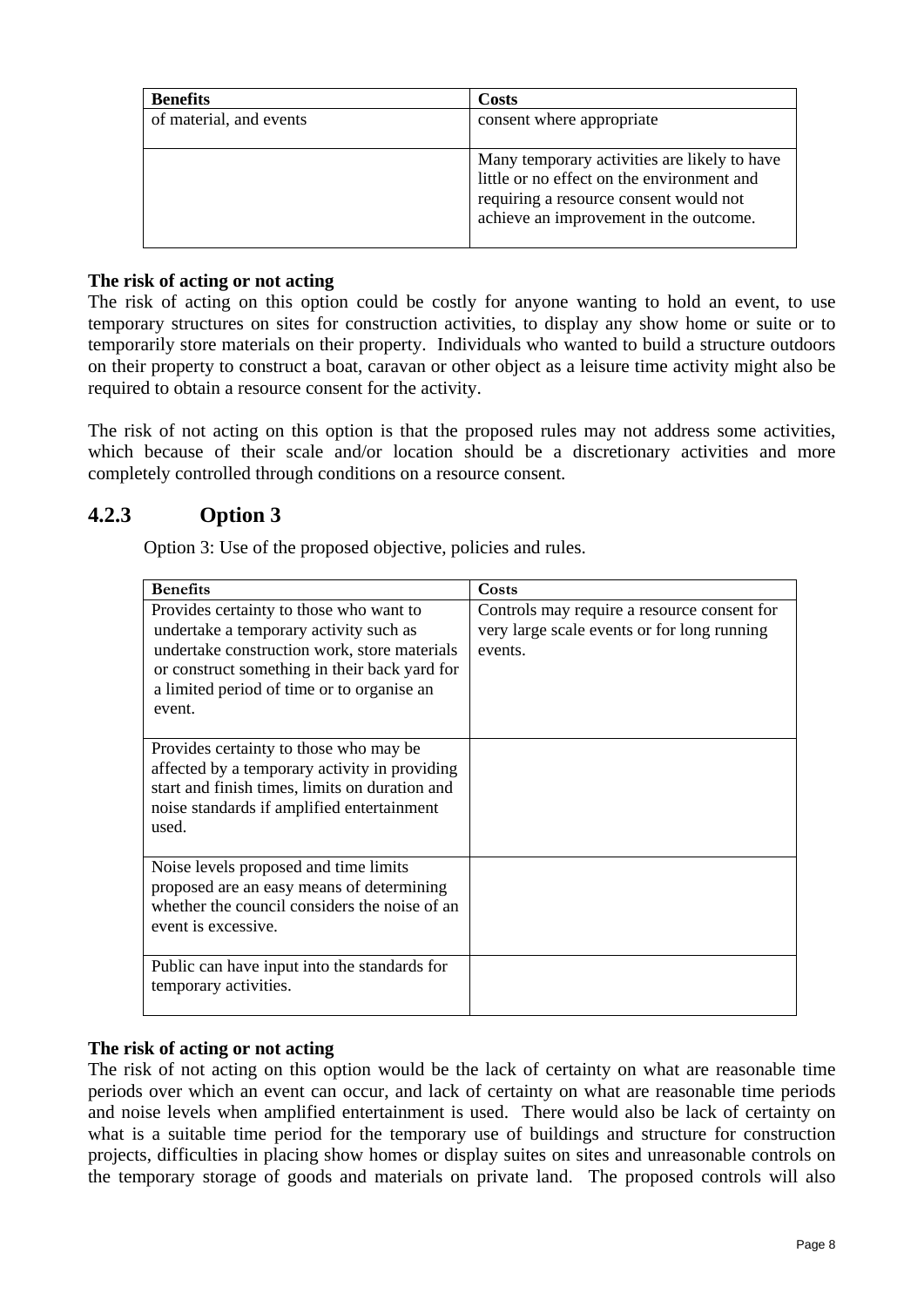| Benefits | Costs |
|---|---|
| of material, and events | consent where appropriate |
| | Many temporary activities are likely to have little or no effect on the environment and requiring a resource consent would not achieve an improvement in the outcome. |

**The risk of acting or not acting**

The risk of acting on this option could be costly for anyone wanting to hold an event, to use temporary structures on sites for construction activities, to display any show home or suite or to temporarily store materials on their property. Individuals who wanted to build a structure outdoors on their property to construct a boat, caravan or other object as a leisure time activity might also be required to obtain a resource consent for the activity.

The risk of not acting on this option is that the proposed rules may not address some activities, which because of their scale and/or location should be a discretionary activities and more completely controlled through conditions on a resource consent.

### 4.2.3 Option 3

Option 3: Use of the proposed objective, policies and rules.

| Benefits | Costs |
|---|---|
| Provides certainty to those who want to undertake a temporary activity such as undertake construction work, store materials or construct something in their back yard for a limited period of time or to organise an event. | Controls may require a resource consent for very large scale events or for long running events. |
| Provides certainty to those who may be affected by a temporary activity in providing start and finish times, limits on duration and noise standards if amplified entertainment used. | |
| Noise levels proposed and time limits proposed are an easy means of determining whether the council considers the noise of an event is excessive. | |
| Public can have input into the standards for temporary activities. | |

**The risk of acting or not acting**

The risk of not acting on this option would be the lack of certainty on what are reasonable time periods over which an event can occur, and lack of certainty on what are reasonable time periods and noise levels when amplified entertainment is used. There would also be lack of certainty on what is a suitable time period for the temporary use of buildings and structure for construction projects, difficulties in placing show homes or display suites on sites and unreasonable controls on the temporary storage of goods and materials on private land. The proposed controls will also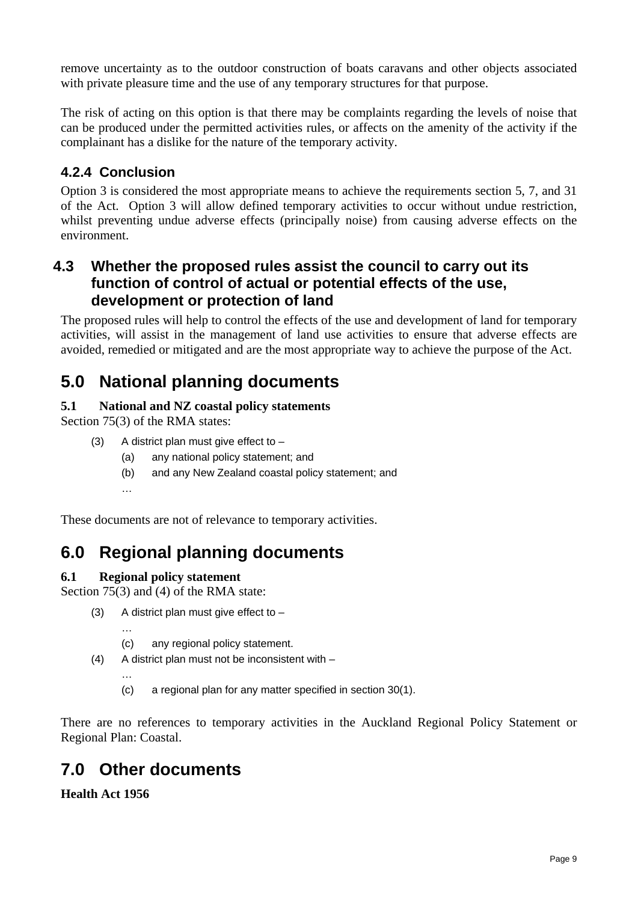remove uncertainty as to the outdoor construction of boats caravans and other objects associated with private pleasure time and the use of any temporary structures for that purpose.

The risk of acting on this option is that there may be complaints regarding the levels of noise that can be produced under the permitted activities rules, or affects on the amenity of the activity if the complainant has a dislike for the nature of the temporary activity.

### 4.2.4 Conclusion

Option 3 is considered the most appropriate means to achieve the requirements section 5, 7, and 31 of the Act. Option 3 will allow defined temporary activities to occur without undue restriction, whilst preventing undue adverse effects (principally noise) from causing adverse effects on the environment.

## 4.3 Whether the proposed rules assist the council to carry out its function of control of actual or potential effects of the use, development or protection of land

The proposed rules will help to control the effects of the use and development of land for temporary activities, will assist in the management of land use activities to ensure that adverse effects are avoided, remedied or mitigated and are the most appropriate way to achieve the purpose of the Act.

# 5.0 National planning documents

**5.1 National and NZ coastal policy statements**

Section 75(3) of the RMA states:

> (3) A district plan must give effect to –
>
> (a) any national policy statement; and
>
> (b) and any New Zealand coastal policy statement; and
>
> …

These documents are not of relevance to temporary activities.

# 6.0 Regional planning documents

**6.1 Regional policy statement**

Section 75(3) and (4) of the RMA state:

> (3) A district plan must give effect to –
>
> …
>
> (c) any regional policy statement.
>
> (4) A district plan must not be inconsistent with –
>
> …
>
> (c) a regional plan for any matter specified in section 30(1).

There are no references to temporary activities in the Auckland Regional Policy Statement or Regional Plan: Coastal.

# 7.0 Other documents

**Health Act 1956**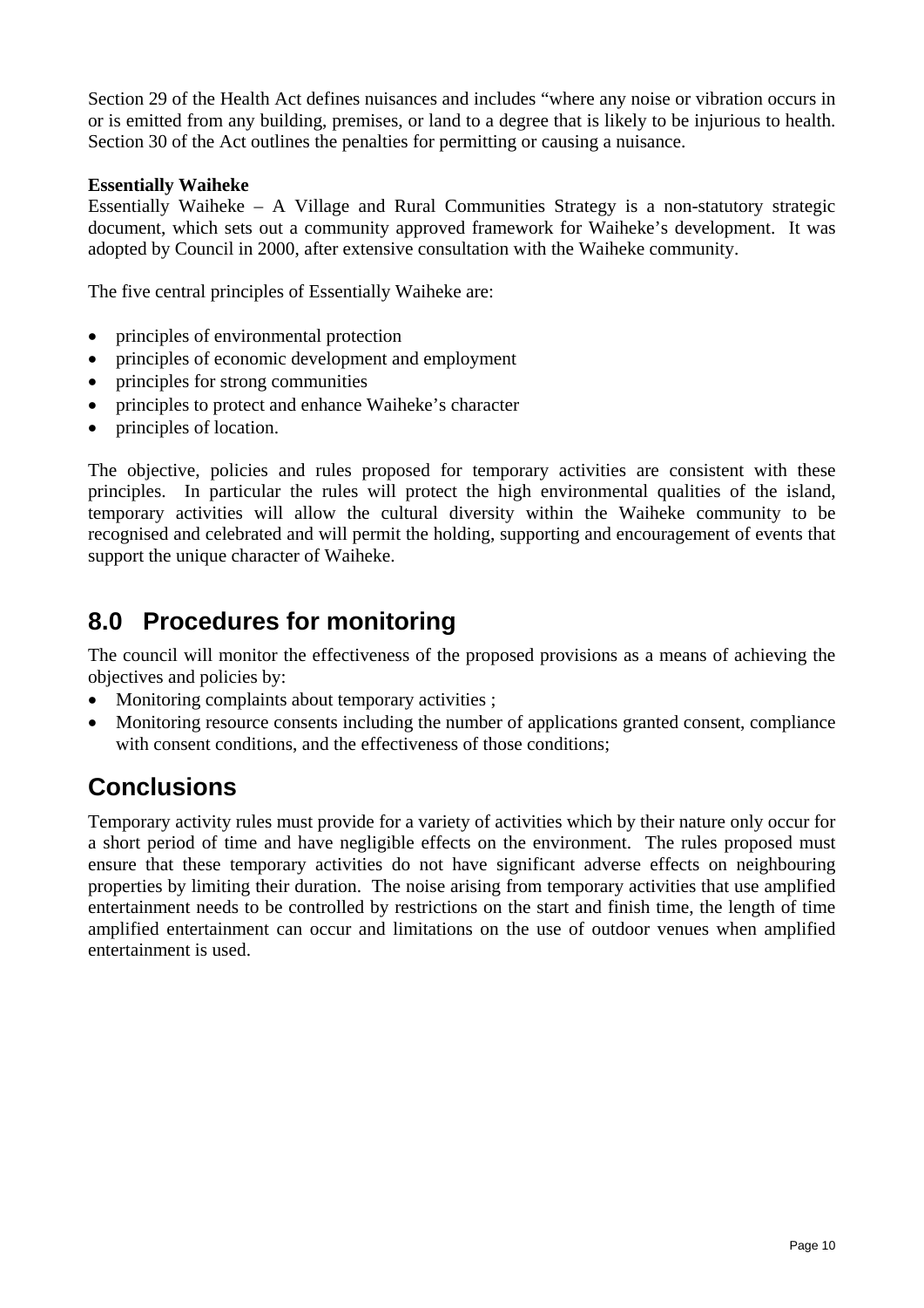Section 29 of the Health Act defines nuisances and includes "where any noise or vibration occurs in or is emitted from any building, premises, or land to a degree that is likely to be injurious to health. Section 30 of the Act outlines the penalties for permitting or causing a nuisance.

**Essentially Waiheke**

Essentially Waiheke – A Village and Rural Communities Strategy is a non-statutory strategic document, which sets out a community approved framework for Waiheke's development. It was adopted by Council in 2000, after extensive consultation with the Waiheke community.

The five central principles of Essentially Waiheke are:

- principles of environmental protection
- principles of economic development and employment
- principles for strong communities
- principles to protect and enhance Waiheke's character
- principles of location.

The objective, policies and rules proposed for temporary activities are consistent with these principles. In particular the rules will protect the high environmental qualities of the island, temporary activities will allow the cultural diversity within the Waiheke community to be recognised and celebrated and will permit the holding, supporting and encouragement of events that support the unique character of Waiheke.

## 8.0 Procedures for monitoring

The council will monitor the effectiveness of the proposed provisions as a means of achieving the objectives and policies by:

- Monitoring complaints about temporary activities ;
- Monitoring resource consents including the number of applications granted consent, compliance with consent conditions, and the effectiveness of those conditions;

## Conclusions

Temporary activity rules must provide for a variety of activities which by their nature only occur for a short period of time and have negligible effects on the environment. The rules proposed must ensure that these temporary activities do not have significant adverse effects on neighbouring properties by limiting their duration. The noise arising from temporary activities that use amplified entertainment needs to be controlled by restrictions on the start and finish time, the length of time amplified entertainment can occur and limitations on the use of outdoor venues when amplified entertainment is used.